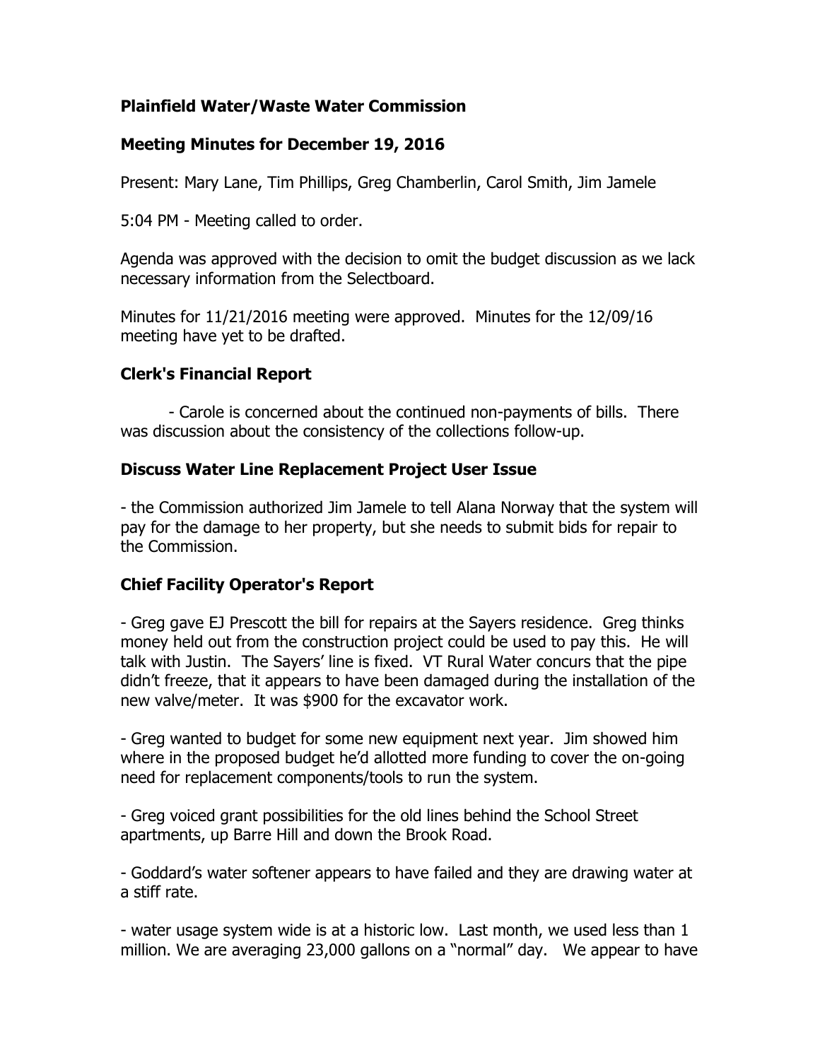**Plainfield Water/Waste Water Commission**

**Meeting Minutes for December 19, 2016**

Present: Mary Lane, Tim Phillips, Greg Chamberlin, Carol Smith, Jim Jamele

5:04 PM - Meeting called to order.

Agenda was approved with the decision to omit the budget discussion as we lack necessary information from the Selectboard.

Minutes for 11/21/2016 meeting were approved. Minutes for the 12/09/16 meeting have yet to be drafted.

## Clerk's Financial Report

- Carole is concerned about the continued non-payments of bills. There was discussion about the consistency of the collections follow-up.

## Discuss Water Line Replacement Project User Issue

- the Commission authorized Jim Jamele to tell Alana Norway that the system will pay for the damage to her property, but she needs to submit bids for repair to the Commission.

## Chief Facility Operator's Report

- Greg gave EJ Prescott the bill for repairs at the Sayers residence. Greg thinks money held out from the construction project could be used to pay this. He will talk with Justin. The Sayers' line is fixed. VT Rural Water concurs that the pipe didn't freeze, that it appears to have been damaged during the installation of the new valve/meter. It was $900 for the excavator work.

- Greg wanted to budget for some new equipment next year. Jim showed him where in the proposed budget he'd allotted more funding to cover the on-going need for replacement components/tools to run the system.

- Greg voiced grant possibilities for the old lines behind the School Street apartments, up Barre Hill and down the Brook Road.

- Goddard's water softener appears to have failed and they are drawing water at a stiff rate.

- water usage system wide is at a historic low. Last month, we used less than 1 million. We are averaging 23,000 gallons on a "normal" day. We appear to have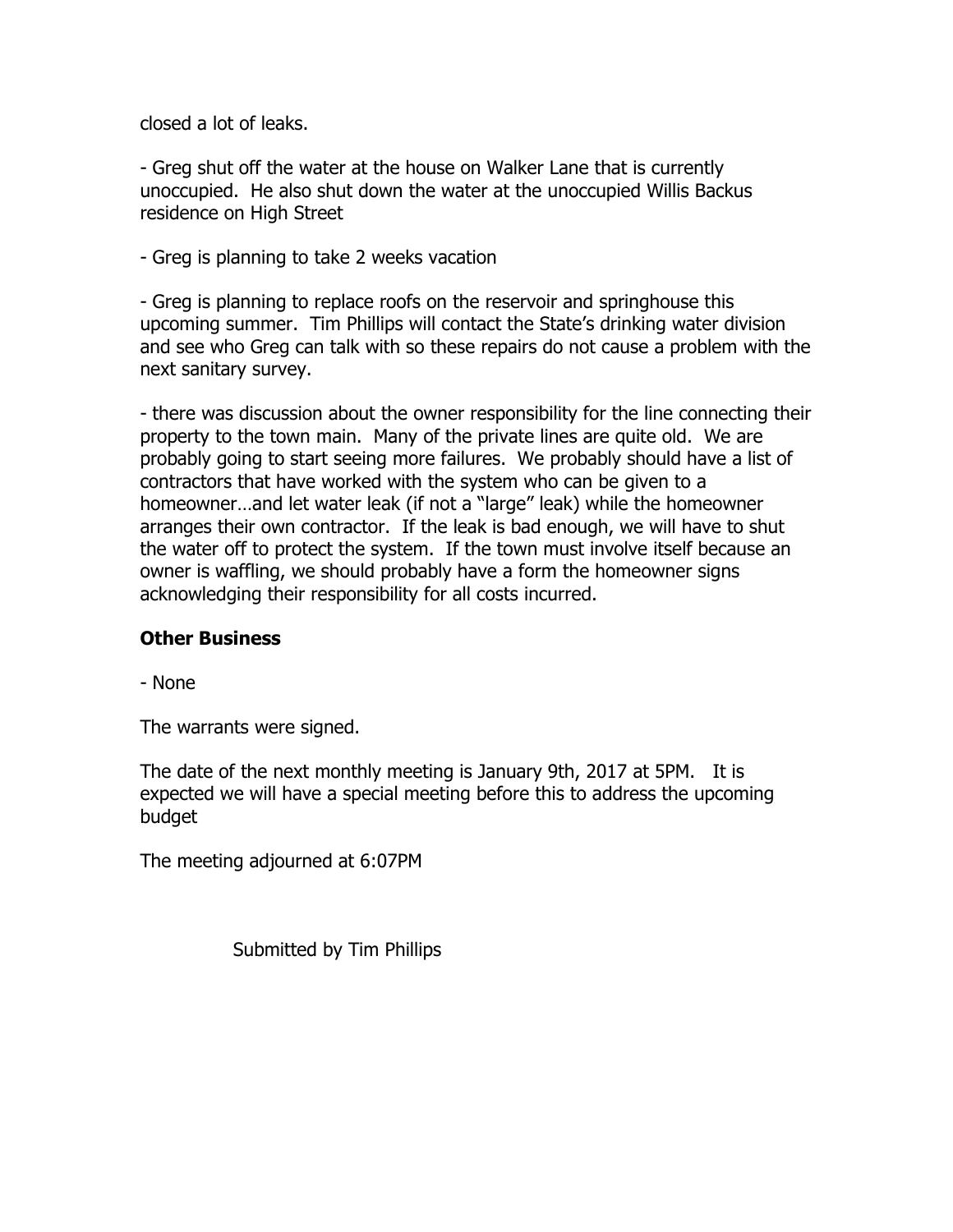closed a lot of leaks.

- Greg shut off the water at the house on Walker Lane that is currently unoccupied. He also shut down the water at the unoccupied Willis Backus residence on High Street

- Greg is planning to take 2 weeks vacation

- Greg is planning to replace roofs on the reservoir and springhouse this upcoming summer. Tim Phillips will contact the State's drinking water division and see who Greg can talk with so these repairs do not cause a problem with the next sanitary survey.

- there was discussion about the owner responsibility for the line connecting their property to the town main. Many of the private lines are quite old. We are probably going to start seeing more failures. We probably should have a list of contractors that have worked with the system who can be given to a homeowner…and let water leak (if not a "large" leak) while the homeowner arranges their own contractor. If the leak is bad enough, we will have to shut the water off to protect the system. If the town must involve itself because an owner is waffling, we should probably have a form the homeowner signs acknowledging their responsibility for all costs incurred.

**Other Business**

- None

The warrants were signed.

The date of the next monthly meeting is January 9th, 2017 at 5PM. It is expected we will have a special meeting before this to address the upcoming budget

The meeting adjourned at 6:07PM

Submitted by Tim Phillips